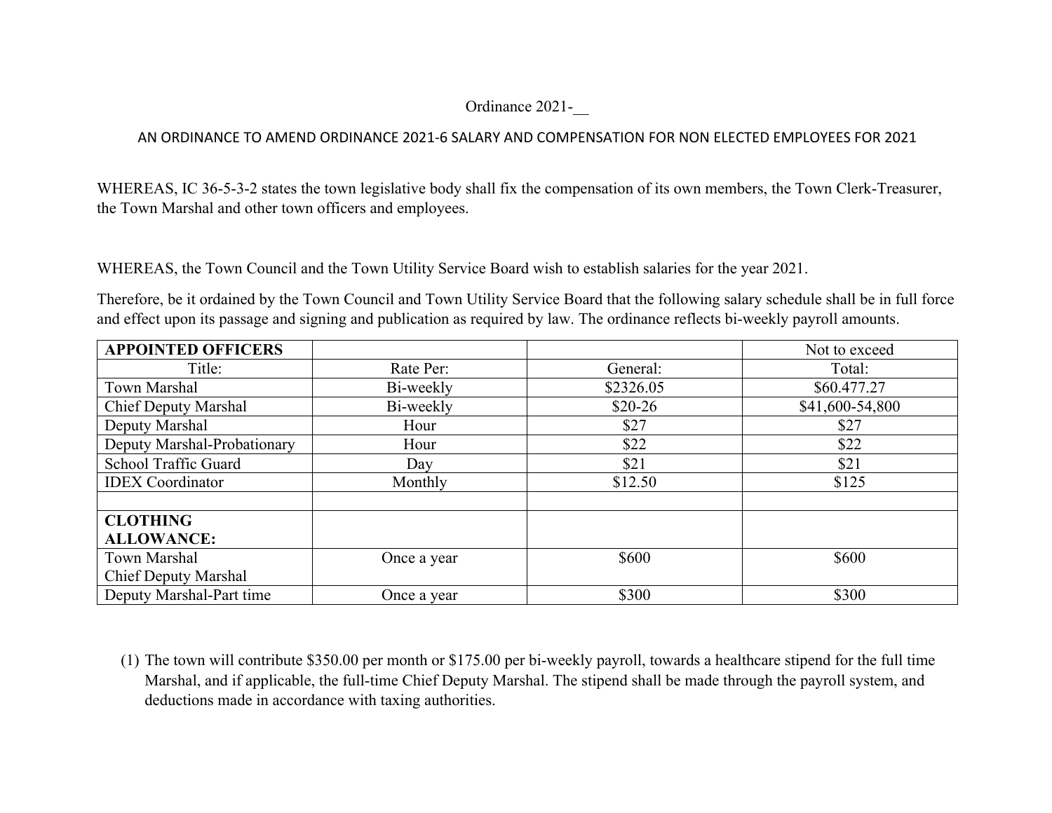Ordinance 2021-__

AN ORDINANCE TO AMEND ORDINANCE 2021-6 SALARY AND COMPENSATION FOR NON ELECTED EMPLOYEES FOR 2021

WHEREAS, IC 36-5-3-2 states the town legislative body shall fix the compensation of its own members, the Town Clerk-Treasurer, the Town Marshal and other town officers and employees.

WHEREAS, the Town Council and the Town Utility Service Board wish to establish salaries for the year 2021.

Therefore, be it ordained by the Town Council and Town Utility Service Board that the following salary schedule shall be in full force and effect upon its passage and signing and publication as required by law. The ordinance reflects bi-weekly payroll amounts.

| **APPOINTED OFFICERS** | | | Not to exceed |
|---|---|---|---|
| Title: | Rate Per: | General: | Total: |
| Town Marshal | Bi-weekly | $2326.05 | $60.477.27 |
| Chief Deputy Marshal | Bi-weekly | $20-26 | $41,600-54,800 |
| Deputy Marshal | Hour | $27 | $27 |
| Deputy Marshal-Probationary | Hour | $22 | $22 |
| School Traffic Guard | Day | $21 | $21 |
| IDEX Coordinator | Monthly | $12.50 | $125 |
| | | | |
| **CLOTHING ALLOWANCE:** | | | |
| Town Marshal<br>Chief Deputy Marshal | Once a year | $600 | $600 |
| Deputy Marshal-Part time | Once a year | $300 | $300 |

(1) The town will contribute $350.00 per month or $175.00 per bi-weekly payroll, towards a healthcare stipend for the full time Marshal, and if applicable, the full-time Chief Deputy Marshal. The stipend shall be made through the payroll system, and deductions made in accordance with taxing authorities.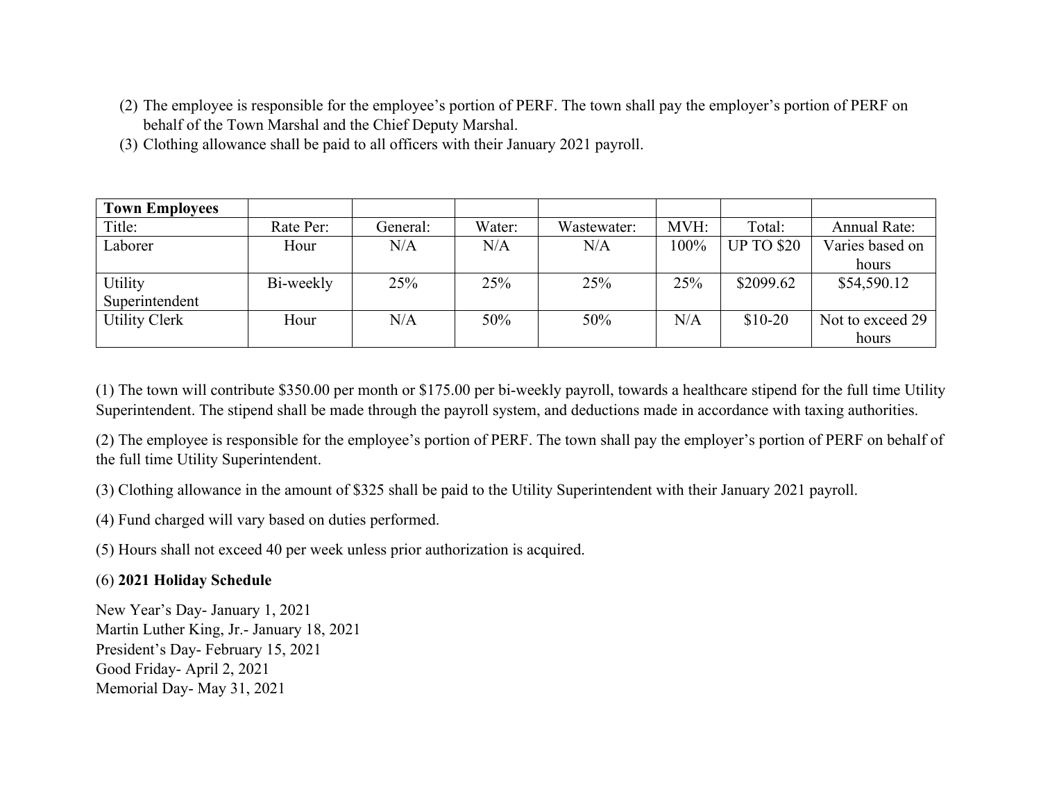(2) The employee is responsible for the employee's portion of PERF. The town shall pay the employer's portion of PERF on behalf of the Town Marshal and the Chief Deputy Marshal.

(3) Clothing allowance shall be paid to all officers with their January 2021 payroll.

| **Town Employees** | | | | | | | |
|---|---|---|---|---|---|---|---|
| Title: | Rate Per: | General: | Water: | Wastewater: | MVH: | Total: | Annual Rate: |
| Laborer | Hour | N/A | N/A | N/A | 100% | UP TO $20 | Varies based on hours |
| Utility Superintendent | Bi-weekly | 25% | 25% | 25% | 25% | $2099.62 | $54,590.12 |
| Utility Clerk | Hour | N/A | 50% | 50% | N/A | $10-20 | Not to exceed 29 hours |

(1) The town will contribute $350.00 per month or $175.00 per bi-weekly payroll, towards a healthcare stipend for the full time Utility Superintendent. The stipend shall be made through the payroll system, and deductions made in accordance with taxing authorities.

(2) The employee is responsible for the employee's portion of PERF. The town shall pay the employer's portion of PERF on behalf of the full time Utility Superintendent.

(3) Clothing allowance in the amount of $325 shall be paid to the Utility Superintendent with their January 2021 payroll.

(4) Fund charged will vary based on duties performed.

(5) Hours shall not exceed 40 per week unless prior authorization is acquired.

(6) **2021 Holiday Schedule**

New Year's Day- January 1, 2021
Martin Luther King, Jr.- January 18, 2021
President's Day- February 15, 2021
Good Friday- April 2, 2021
Memorial Day- May 31, 2021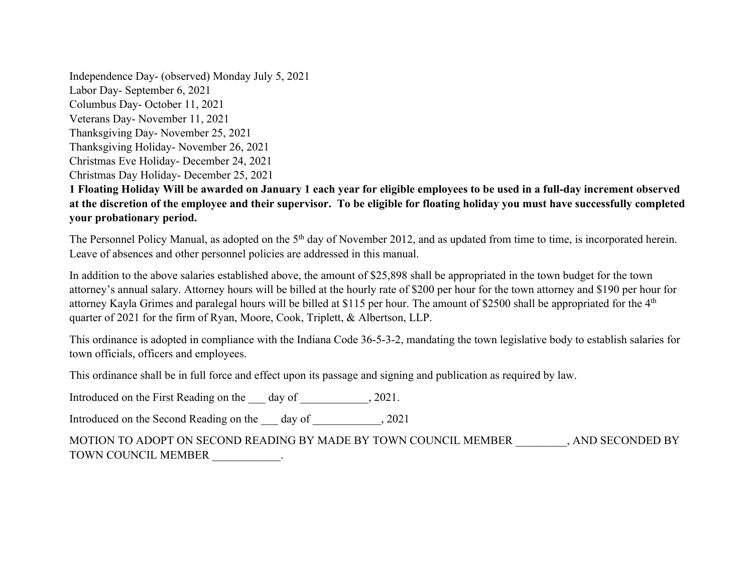Independence Day- (observed) Monday July 5, 2021
Labor Day- September 6, 2021
Columbus Day- October 11, 2021
Veterans Day- November 11, 2021
Thanksgiving Day- November 25, 2021
Thanksgiving Holiday- November 26, 2021
Christmas Eve Holiday- December 24, 2021
Christmas Day Holiday- December 25, 2021
**1 Floating Holiday Will be awarded on January 1 each year for eligible employees to be used in a full-day increment observed at the discretion of the employee and their supervisor. To be eligible for floating holiday you must have successfully completed your probationary period.**

The Personnel Policy Manual, as adopted on the 5th day of November 2012, and as updated from time to time, is incorporated herein. Leave of absences and other personnel policies are addressed in this manual.

In addition to the above salaries established above, the amount of $25,898 shall be appropriated in the town budget for the town attorney's annual salary. Attorney hours will be billed at the hourly rate of $200 per hour for the town attorney and $190 per hour for attorney Kayla Grimes and paralegal hours will be billed at $115 per hour. The amount of $2500 shall be appropriated for the 4th quarter of 2021 for the firm of Ryan, Moore, Cook, Triplett, & Albertson, LLP.

This ordinance is adopted in compliance with the Indiana Code 36-5-3-2, mandating the town legislative body to establish salaries for town officials, officers and employees.

This ordinance shall be in full force and effect upon its passage and signing and publication as required by law.

Introduced on the First Reading on the ___ day of ____________, 2021.

Introduced on the Second Reading on the ___ day of ____________, 2021

MOTION TO ADOPT ON SECOND READING BY MADE BY TOWN COUNCIL MEMBER _________, AND SECONDED BY TOWN COUNCIL MEMBER ____________.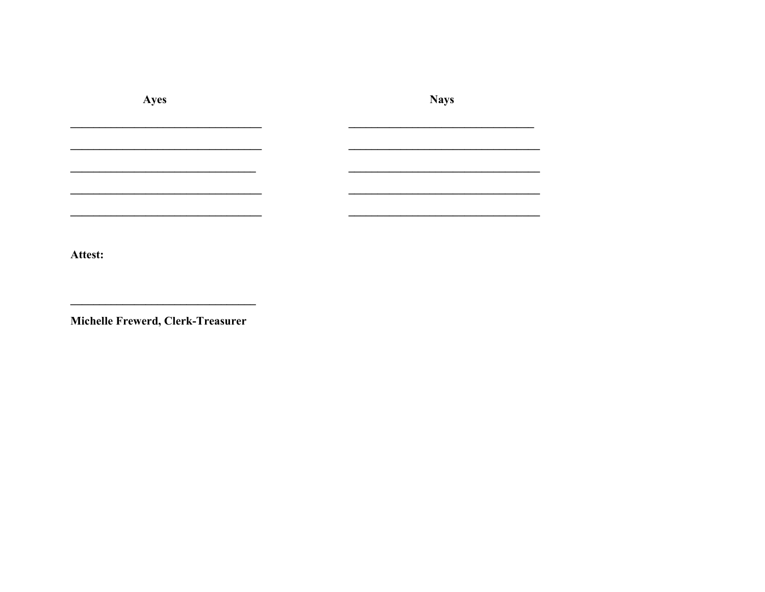| **Ayes** | **Nays** |
| --- | --- |
| ______________________________ | ______________________________ |
| ______________________________ | ______________________________ |
| ______________________________ | ______________________________ |
| ______________________________ | ______________________________ |
| ______________________________ | ______________________________ |

**Attest:**

______________________________

**Michelle Frewerd, Clerk-Treasurer**